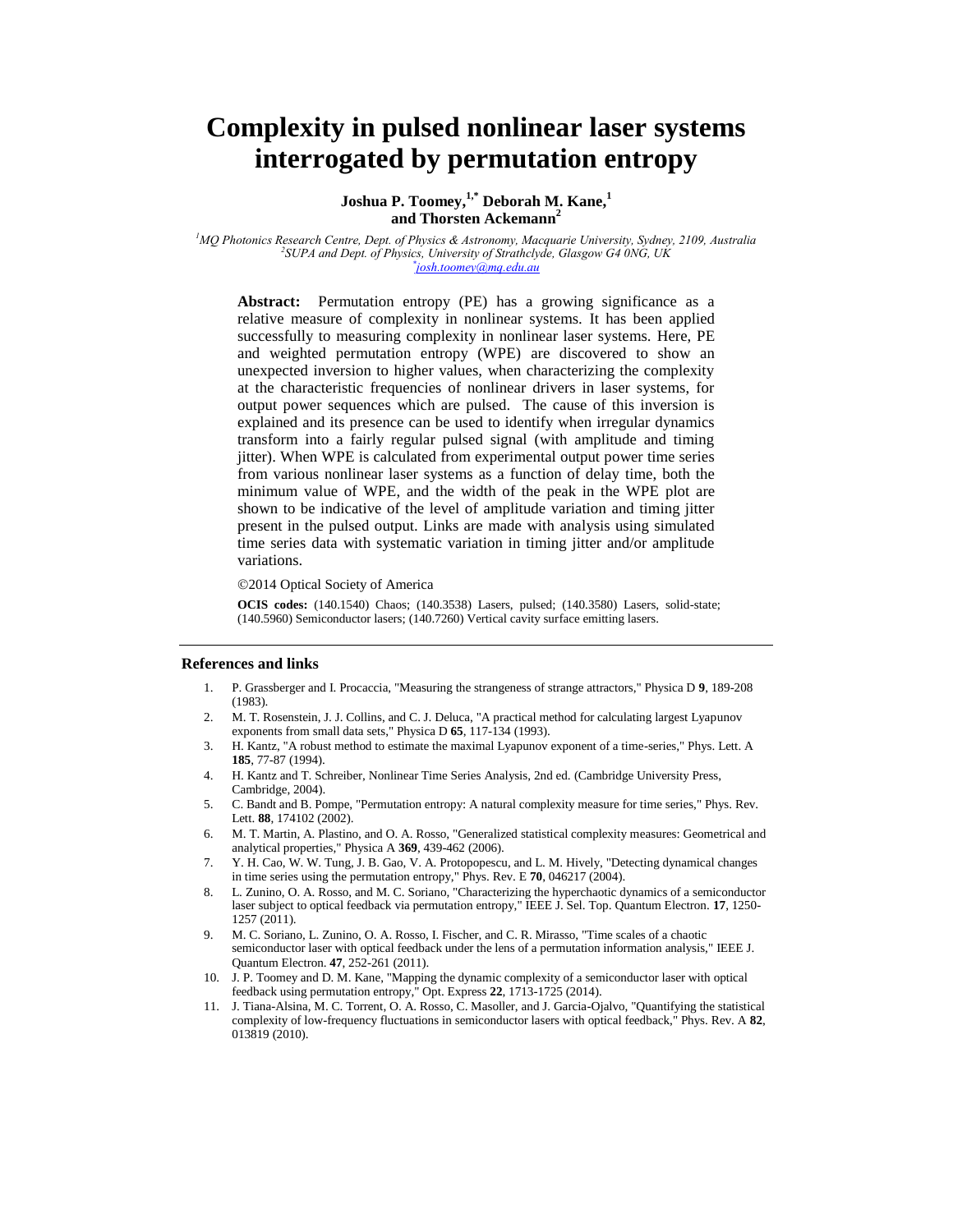# Complexity in pulsed nonlinear laser systems interrogated by permutation entropy

**Joshua P. Toomey,[1,*] Deborah M. Kane,[1] and Thorsten Ackemann[2]**

*[1]MQ Photonics Research Centre, Dept. of Physics & Astronomy, Macquarie University, Sydney, 2109, Australia*
*[2]SUPA and Dept. of Physics, University of Strathclyde, Glasgow G4 0NG, UK*
*[*]josh.toomey@mq.edu.au*

**Abstract:** Permutation entropy (PE) has a growing significance as a relative measure of complexity in nonlinear systems. It has been applied successfully to measuring complexity in nonlinear laser systems. Here, PE and weighted permutation entropy (WPE) are discovered to show an unexpected inversion to higher values, when characterizing the complexity at the characteristic frequencies of nonlinear drivers in laser systems, for output power sequences which are pulsed. The cause of this inversion is explained and its presence can be used to identify when irregular dynamics transform into a fairly regular pulsed signal (with amplitude and timing jitter). When WPE is calculated from experimental output power time series from various nonlinear laser systems as a function of delay time, both the minimum value of WPE, and the width of the peak in the WPE plot are shown to be indicative of the level of amplitude variation and timing jitter present in the pulsed output. Links are made with analysis using simulated time series data with systematic variation in timing jitter and/or amplitude variations.

©2014 Optical Society of America

**OCIS codes:** (140.1540) Chaos; (140.3538) Lasers, pulsed; (140.3580) Lasers, solid-state; (140.5960) Semiconductor lasers; (140.7260) Vertical cavity surface emitting lasers.

## References and links

1. P. Grassberger and I. Procaccia, "Measuring the strangeness of strange attractors," Physica D **9**, 189-208 (1983).
2. M. T. Rosenstein, J. J. Collins, and C. J. Deluca, "A practical method for calculating largest Lyapunov exponents from small data sets," Physica D **65**, 117-134 (1993).
3. H. Kantz, "A robust method to estimate the maximal Lyapunov exponent of a time-series," Phys. Lett. A **185**, 77-87 (1994).
4. H. Kantz and T. Schreiber, Nonlinear Time Series Analysis, 2nd ed. (Cambridge University Press, Cambridge, 2004).
5. C. Bandt and B. Pompe, "Permutation entropy: A natural complexity measure for time series," Phys. Rev. Lett. **88**, 174102 (2002).
6. M. T. Martin, A. Plastino, and O. A. Rosso, "Generalized statistical complexity measures: Geometrical and analytical properties," Physica A **369**, 439-462 (2006).
7. Y. H. Cao, W. W. Tung, J. B. Gao, V. A. Protopopescu, and L. M. Hively, "Detecting dynamical changes in time series using the permutation entropy," Phys. Rev. E **70**, 046217 (2004).
8. L. Zunino, O. A. Rosso, and M. C. Soriano, "Characterizing the hyperchaotic dynamics of a semiconductor laser subject to optical feedback via permutation entropy," IEEE J. Sel. Top. Quantum Electron. **17**, 1250-1257 (2011).
9. M. C. Soriano, L. Zunino, O. A. Rosso, I. Fischer, and C. R. Mirasso, "Time scales of a chaotic semiconductor laser with optical feedback under the lens of a permutation information analysis," IEEE J. Quantum Electron. **47**, 252-261 (2011).
10. J. P. Toomey and D. M. Kane, "Mapping the dynamic complexity of a semiconductor laser with optical feedback using permutation entropy," Opt. Express **22**, 1713-1725 (2014).
11. J. Tiana-Alsina, M. C. Torrent, O. A. Rosso, C. Masoller, and J. Garcia-Ojalvo, "Quantifying the statistical complexity of low-frequency fluctuations in semiconductor lasers with optical feedback," Phys. Rev. A **82**, 013819 (2010).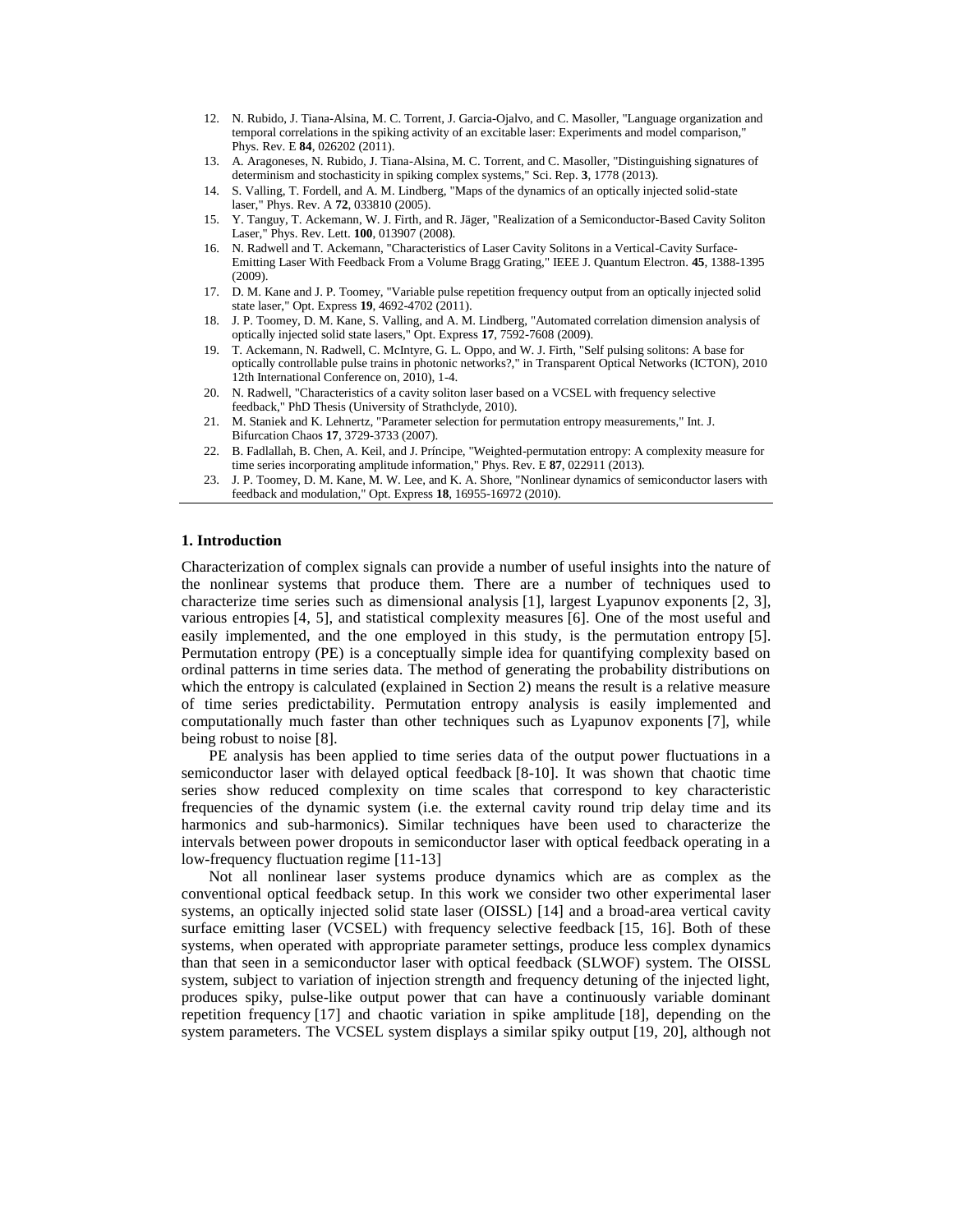12. N. Rubido, J. Tiana-Alsina, M. C. Torrent, J. Garcia-Ojalvo, and C. Masoller, "Language organization and temporal correlations in the spiking activity of an excitable laser: Experiments and model comparison," Phys. Rev. E **84**, 026202 (2011).
13. A. Aragoneses, N. Rubido, J. Tiana-Alsina, M. C. Torrent, and C. Masoller, "Distinguishing signatures of determinism and stochasticity in spiking complex systems," Sci. Rep. **3**, 1778 (2013).
14. S. Valling, T. Fordell, and A. M. Lindberg, "Maps of the dynamics of an optically injected solid-state laser," Phys. Rev. A **72**, 033810 (2005).
15. Y. Tanguy, T. Ackemann, W. J. Firth, and R. Jäger, "Realization of a Semiconductor-Based Cavity Soliton Laser," Phys. Rev. Lett. **100**, 013907 (2008).
16. N. Radwell and T. Ackemann, "Characteristics of Laser Cavity Solitons in a Vertical-Cavity Surface-Emitting Laser With Feedback From a Volume Bragg Grating," IEEE J. Quantum Electron. **45**, 1388-1395 (2009).
17. D. M. Kane and J. P. Toomey, "Variable pulse repetition frequency output from an optically injected solid state laser," Opt. Express **19**, 4692-4702 (2011).
18. J. P. Toomey, D. M. Kane, S. Valling, and A. M. Lindberg, "Automated correlation dimension analysis of optically injected solid state lasers," Opt. Express **17**, 7592-7608 (2009).
19. T. Ackemann, N. Radwell, C. McIntyre, G. L. Oppo, and W. J. Firth, "Self pulsing solitons: A base for optically controllable pulse trains in photonic networks?," in Transparent Optical Networks (ICTON), 2010 12th International Conference on, 2010), 1-4.
20. N. Radwell, "Characteristics of a cavity soliton laser based on a VCSEL with frequency selective feedback," PhD Thesis (University of Strathclyde, 2010).
21. M. Staniek and K. Lehnertz, "Parameter selection for permutation entropy measurements," Int. J. Bifurcation Chaos **17**, 3729-3733 (2007).
22. B. Fadlallah, B. Chen, A. Keil, and J. Príncipe, "Weighted-permutation entropy: A complexity measure for time series incorporating amplitude information," Phys. Rev. E **87**, 022911 (2013).
23. J. P. Toomey, D. M. Kane, M. W. Lee, and K. A. Shore, "Nonlinear dynamics of semiconductor lasers with feedback and modulation," Opt. Express **18**, 16955-16972 (2010).

## 1. Introduction

Characterization of complex signals can provide a number of useful insights into the nature of the nonlinear systems that produce them. There are a number of techniques used to characterize time series such as dimensional analysis [1], largest Lyapunov exponents [2, 3], various entropies [4, 5], and statistical complexity measures [6]. One of the most useful and easily implemented, and the one employed in this study, is the permutation entropy [5]. Permutation entropy (PE) is a conceptually simple idea for quantifying complexity based on ordinal patterns in time series data. The method of generating the probability distributions on which the entropy is calculated (explained in Section 2) means the result is a relative measure of time series predictability. Permutation entropy analysis is easily implemented and computationally much faster than other techniques such as Lyapunov exponents [7], while being robust to noise [8].

PE analysis has been applied to time series data of the output power fluctuations in a semiconductor laser with delayed optical feedback [8-10]. It was shown that chaotic time series show reduced complexity on time scales that correspond to key characteristic frequencies of the dynamic system (i.e. the external cavity round trip delay time and its harmonics and sub-harmonics). Similar techniques have been used to characterize the intervals between power dropouts in semiconductor laser with optical feedback operating in a low-frequency fluctuation regime [11-13]

Not all nonlinear laser systems produce dynamics which are as complex as the conventional optical feedback setup. In this work we consider two other experimental laser systems, an optically injected solid state laser (OISSL) [14] and a broad-area vertical cavity surface emitting laser (VCSEL) with frequency selective feedback [15, 16]. Both of these systems, when operated with appropriate parameter settings, produce less complex dynamics than that seen in a semiconductor laser with optical feedback (SLWOF) system. The OISSL system, subject to variation of injection strength and frequency detuning of the injected light, produces spiky, pulse-like output power that can have a continuously variable dominant repetition frequency [17] and chaotic variation in spike amplitude [18], depending on the system parameters. The VCSEL system displays a similar spiky output [19, 20], although not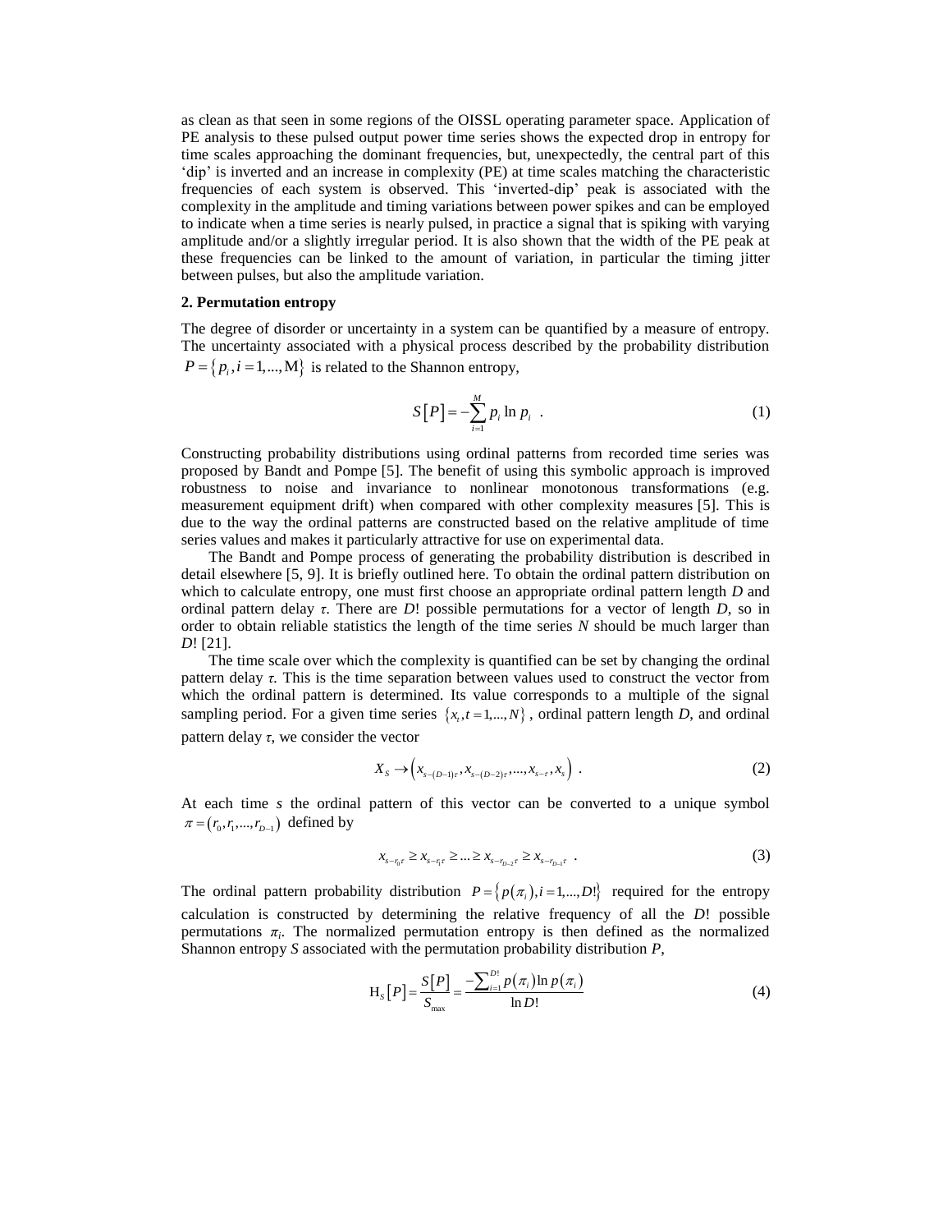as clean as that seen in some regions of the OISSL operating parameter space. Application of PE analysis to these pulsed output power time series shows the expected drop in entropy for time scales approaching the dominant frequencies, but, unexpectedly, the central part of this 'dip' is inverted and an increase in complexity (PE) at time scales matching the characteristic frequencies of each system is observed. This 'inverted-dip' peak is associated with the complexity in the amplitude and timing variations between power spikes and can be employed to indicate when a time series is nearly pulsed, in practice a signal that is spiking with varying amplitude and/or a slightly irregular period. It is also shown that the width of the PE peak at these frequencies can be linked to the amount of variation, in particular the timing jitter between pulses, but also the amplitude variation.

## 2. Permutation entropy

The degree of disorder or uncertainty in a system can be quantified by a measure of entropy. The uncertainty associated with a physical process described by the probability distribution $P = \{p_i, i = 1, ..., \mathrm{M}\}$ is related to the Shannon entropy,

$$S[P] = -\sum_{i=1}^{M} p_i \ln p_i \quad . \tag{1}$$

Constructing probability distributions using ordinal patterns from recorded time series was proposed by Bandt and Pompe [5]. The benefit of using this symbolic approach is improved robustness to noise and invariance to nonlinear monotonous transformations (e.g. measurement equipment drift) when compared with other complexity measures [5]. This is due to the way the ordinal patterns are constructed based on the relative amplitude of time series values and makes it particularly attractive for use on experimental data.

The Bandt and Pompe process of generating the probability distribution is described in detail elsewhere [5, 9]. It is briefly outlined here. To obtain the ordinal pattern distribution on which to calculate entropy, one must first choose an appropriate ordinal pattern length $D$ and ordinal pattern delay $\tau$. There are $D!$ possible permutations for a vector of length $D$, so in order to obtain reliable statistics the length of the time series $N$ should be much larger than $D!$ [21].

The time scale over which the complexity is quantified can be set by changing the ordinal pattern delay $\tau$. This is the time separation between values used to construct the vector from which the ordinal pattern is determined. Its value corresponds to a multiple of the signal sampling period. For a given time series $\{x_t, t = 1, ..., N\}$, ordinal pattern length $D$, and ordinal pattern delay $\tau$, we consider the vector

$$X_S \to \left(x_{s-(D-1)\tau}, x_{s-(D-2)\tau}, ..., x_{s-\tau}, x_s\right) \quad . \tag{2}$$

At each time $s$ the ordinal pattern of this vector can be converted to a unique symbol $\pi = (r_0, r_1, ..., r_{D-1})$ defined by

$$x_{s-r_0\tau} \geq x_{s-r_1\tau} \geq ... \geq x_{s-r_{D-2}\tau} \geq x_{s-r_{D-1}\tau} \quad . \tag{3}$$

The ordinal pattern probability distribution $P = \{p(\pi_i), i = 1, ..., D!\}$ required for the entropy calculation is constructed by determining the relative frequency of all the $D!$ possible permutations $\pi_i$. The normalized permutation entropy is then defined as the normalized Shannon entropy $S$ associated with the permutation probability distribution $P$,

$$\mathrm{H}_S[P] = \frac{S[P]}{S_{\max}} = \frac{-\sum_{i=1}^{D!} p(\pi_i) \ln p(\pi_i)}{\ln D!} \tag{4}$$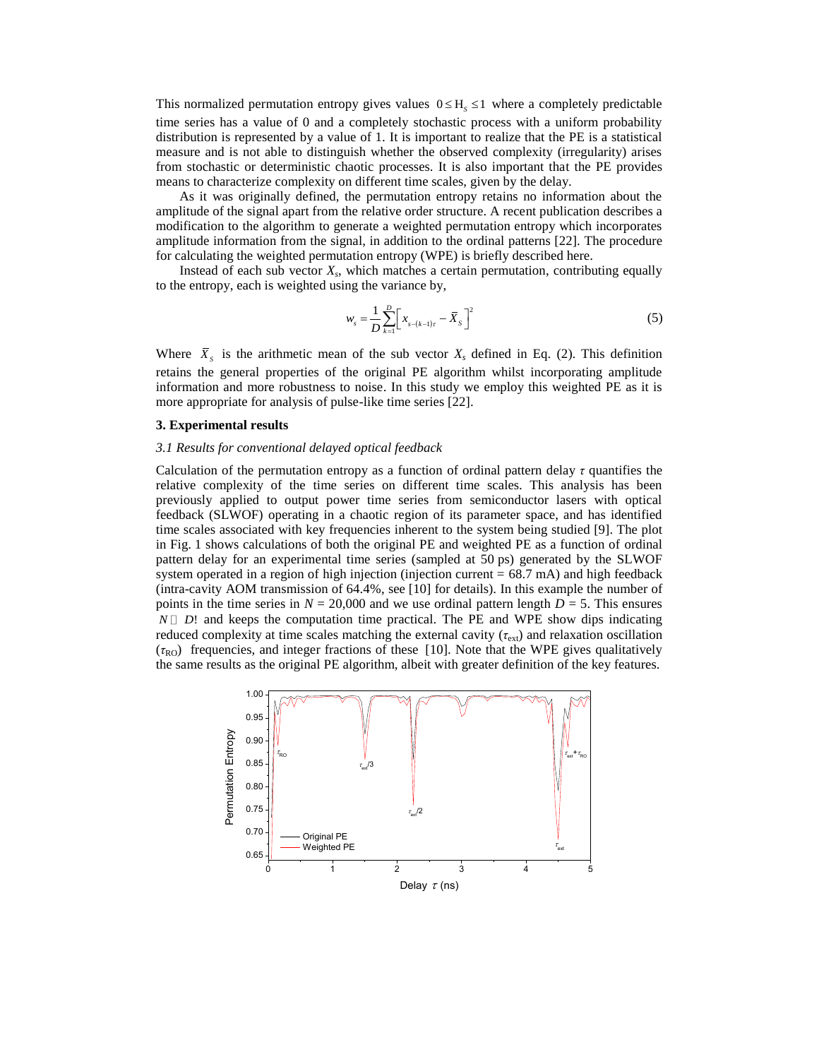This normalized permutation entropy gives values $0 \le H_s \le 1$ where a completely predictable time series has a value of 0 and a completely stochastic process with a uniform probability distribution is represented by a value of 1. It is important to realize that the PE is a statistical measure and is not able to distinguish whether the observed complexity (irregularity) arises from stochastic or deterministic chaotic processes. It is also important that the PE provides means to characterize complexity on different time scales, given by the delay.

As it was originally defined, the permutation entropy retains no information about the amplitude of the signal apart from the relative order structure. A recent publication describes a modification to the algorithm to generate a weighted permutation entropy which incorporates amplitude information from the signal, in addition to the ordinal patterns [22]. The procedure for calculating the weighted permutation entropy (WPE) is briefly described here.

Instead of each sub vector $X_s$, which matches a certain permutation, contributing equally to the entropy, each is weighted using the variance by,

$$w_s = \frac{1}{D}\sum_{k=1}^{D}\left[x_{s-(k-1)\tau} - \bar{X}_S\right]^2 \tag{5}$$

Where $\bar{X}_S$ is the arithmetic mean of the sub vector $X_s$ defined in Eq. (2). This definition retains the general properties of the original PE algorithm whilst incorporating amplitude information and more robustness to noise. In this study we employ this weighted PE as it is more appropriate for analysis of pulse-like time series [22].

## 3. Experimental results

### *3.1 Results for conventional delayed optical feedback*

Calculation of the permutation entropy as a function of ordinal pattern delay $\tau$ quantifies the relative complexity of the time series on different time scales. This analysis has been previously applied to output power time series from semiconductor lasers with optical feedback (SLWOF) operating in a chaotic region of its parameter space, and has identified time scales associated with key frequencies inherent to the system being studied [9]. The plot in Fig. 1 shows calculations of both the original PE and weighted PE as a function of ordinal pattern delay for an experimental time series (sampled at 50 ps) generated by the SLWOF system operated in a region of high injection (injection current = 68.7 mA) and high feedback (intra-cavity AOM transmission of 64.4%, see [10] for details). In this example the number of points in the time series in $N$ = 20,000 and we use ordinal pattern length $D$ = 5. This ensures $N \gg D!$ and keeps the computation time practical. The PE and WPE show dips indicating reduced complexity at time scales matching the external cavity ($\tau_{\text{ext}}$) and relaxation oscillation ($\tau_{\text{RO}}$) frequencies, and integer fractions of these [10]. Note that the WPE gives qualitatively the same results as the original PE algorithm, albeit with greater definition of the key features.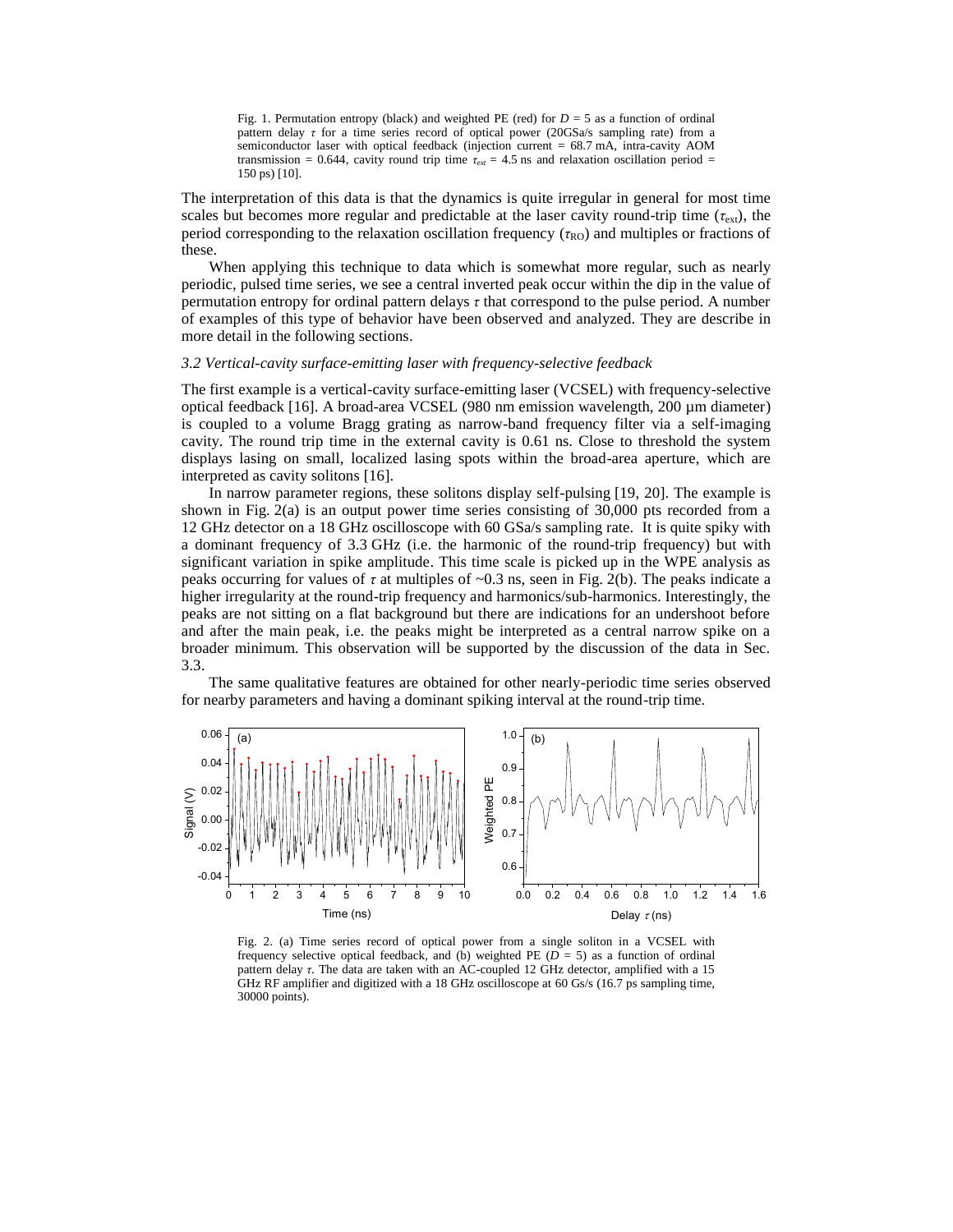Fig. 1. Permutation entropy (black) and weighted PE (red) for $D = 5$ as a function of ordinal pattern delay $\tau$ for a time series record of optical power (20GSa/s sampling rate) from a semiconductor laser with optical feedback (injection current = 68.7 mA, intra-cavity AOM transmission = 0.644, cavity round trip time $\tau_{ext}$ = 4.5 ns and relaxation oscillation period = 150 ps) [10].

The interpretation of this data is that the dynamics is quite irregular in general for most time scales but becomes more regular and predictable at the laser cavity round-trip time ($\tau_{\text{ext}}$), the period corresponding to the relaxation oscillation frequency ($\tau_{\text{RO}}$) and multiples or fractions of these.

When applying this technique to data which is somewhat more regular, such as nearly periodic, pulsed time series, we see a central inverted peak occur within the dip in the value of permutation entropy for ordinal pattern delays $\tau$ that correspond to the pulse period. A number of examples of this type of behavior have been observed and analyzed. They are describe in more detail in the following sections.

### *3.2 Vertical-cavity surface-emitting laser with frequency-selective feedback*

The first example is a vertical-cavity surface-emitting laser (VCSEL) with frequency-selective optical feedback [16]. A broad-area VCSEL (980 nm emission wavelength, 200 µm diameter) is coupled to a volume Bragg grating as narrow-band frequency filter via a self-imaging cavity. The round trip time in the external cavity is 0.61 ns. Close to threshold the system displays lasing on small, localized lasing spots within the broad-area aperture, which are interpreted as cavity solitons [16].

In narrow parameter regions, these solitons display self-pulsing [19, 20]. The example is shown in Fig. 2(a) is an output power time series consisting of 30,000 pts recorded from a 12 GHz detector on a 18 GHz oscilloscope with 60 GSa/s sampling rate. It is quite spiky with a dominant frequency of 3.3 GHz (i.e. the harmonic of the round-trip frequency) but with significant variation in spike amplitude. This time scale is picked up in the WPE analysis as peaks occurring for values of $\tau$ at multiples of ~0.3 ns, seen in Fig. 2(b). The peaks indicate a higher irregularity at the round-trip frequency and harmonics/sub-harmonics. Interestingly, the peaks are not sitting on a flat background but there are indications for an undershoot before and after the main peak, i.e. the peaks might be interpreted as a central narrow spike on a broader minimum. This observation will be supported by the discussion of the data in Sec. 3.3.

The same qualitative features are obtained for other nearly-periodic time series observed for nearby parameters and having a dominant spiking interval at the round-trip time.

Fig. 2. (a) Time series record of optical power from a single soliton in a VCSEL with frequency selective optical feedback, and (b) weighted PE ($D = 5$) as a function of ordinal pattern delay $\tau$. The data are taken with an AC-coupled 12 GHz detector, amplified with a 15 GHz RF amplifier and digitized with a 18 GHz oscilloscope at 60 Gs/s (16.7 ps sampling time, 30000 points).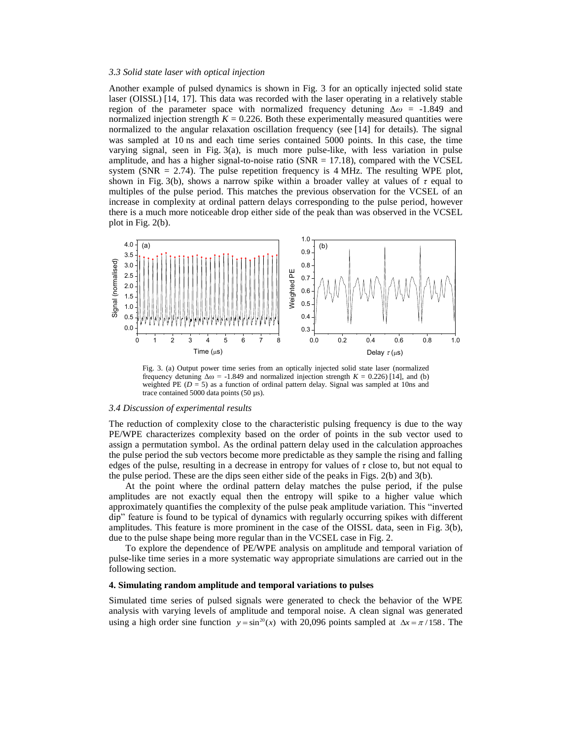### *3.3 Solid state laser with optical injection*

Another example of pulsed dynamics is shown in Fig. 3 for an optically injected solid state laser (OISSL) [14, 17]. This data was recorded with the laser operating in a relatively stable region of the parameter space with normalized frequency detuning $\Delta\omega$ = -1.849 and normalized injection strength $K$ = 0.226. Both these experimentally measured quantities were normalized to the angular relaxation oscillation frequency (see [14] for details). The signal was sampled at 10 ns and each time series contained 5000 points. In this case, the time varying signal, seen in Fig. 3(a), is much more pulse-like, with less variation in pulse amplitude, and has a higher signal-to-noise ratio (SNR = 17.18), compared with the VCSEL system (SNR = 2.74). The pulse repetition frequency is 4 MHz. The resulting WPE plot, shown in Fig. 3(b), shows a narrow spike within a broader valley at values of $\tau$ equal to multiples of the pulse period. This matches the previous observation for the VCSEL of an increase in complexity at ordinal pattern delays corresponding to the pulse period, however there is a much more noticeable drop either side of the peak than was observed in the VCSEL plot in Fig. 2(b).

Fig. 3. (a) Output power time series from an optically injected solid state laser (normalized frequency detuning $\Delta\omega$ = -1.849 and normalized injection strength $K$ = 0.226) [14], and (b) weighted PE ($D$ = 5) as a function of ordinal pattern delay. Signal was sampled at 10ns and trace contained 5000 data points (50 μs).

### *3.4 Discussion of experimental results*

The reduction of complexity close to the characteristic pulsing frequency is due to the way PE/WPE characterizes complexity based on the order of points in the sub vector used to assign a permutation symbol. As the ordinal pattern delay used in the calculation approaches the pulse period the sub vectors become more predictable as they sample the rising and falling edges of the pulse, resulting in a decrease in entropy for values of $\tau$ close to, but not equal to the pulse period. These are the dips seen either side of the peaks in Figs. 2(b) and 3(b).

At the point where the ordinal pattern delay matches the pulse period, if the pulse amplitudes are not exactly equal then the entropy will spike to a higher value which approximately quantifies the complexity of the pulse peak amplitude variation. This "inverted dip" feature is found to be typical of dynamics with regularly occurring spikes with different amplitudes. This feature is more prominent in the case of the OISSL data, seen in Fig. 3(b), due to the pulse shape being more regular than in the VCSEL case in Fig. 2.

To explore the dependence of PE/WPE analysis on amplitude and temporal variation of pulse-like time series in a more systematic way appropriate simulations are carried out in the following section.

## **4. Simulating random amplitude and temporal variations to pulses**

Simulated time series of pulsed signals were generated to check the behavior of the WPE analysis with varying levels of amplitude and temporal noise. A clean signal was generated using a high order sine function $y = \sin^{20}(x)$ with 20,096 points sampled at $\Delta x = \pi / 158$. The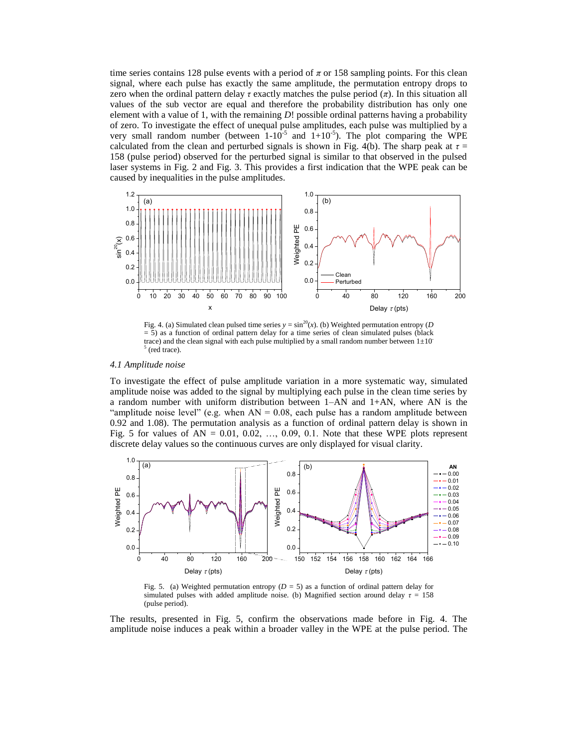time series contains 128 pulse events with a period of $\pi$ or 158 sampling points. For this clean signal, where each pulse has exactly the same amplitude, the permutation entropy drops to zero when the ordinal pattern delay $\tau$ exactly matches the pulse period ($\pi$). In this situation all values of the sub vector are equal and therefore the probability distribution has only one element with a value of 1, with the remaining $D!$ possible ordinal patterns having a probability of zero. To investigate the effect of unequal pulse amplitudes, each pulse was multiplied by a very small random number (between $1\text{-}10^{-5}$ and $1\text{+}10^{-5}$). The plot comparing the WPE calculated from the clean and perturbed signals is shown in Fig. 4(b). The sharp peak at $\tau$ = 158 (pulse period) observed for the perturbed signal is similar to that observed in the pulsed laser systems in Fig. 2 and Fig. 3. This provides a first indication that the WPE peak can be caused by inequalities in the pulse amplitudes.

Fig. 4. (a) Simulated clean pulsed time series $y = \sin^{20}(x)$. (b) Weighted permutation entropy ($D$ = 5) as a function of ordinal pattern delay for a time series of clean simulated pulses (black trace) and the clean signal with each pulse multiplied by a small random number between $1\pm10^{-5}$ (red trace).

### *4.1 Amplitude noise*

To investigate the effect of pulse amplitude variation in a more systematic way, simulated amplitude noise was added to the signal by multiplying each pulse in the clean time series by a random number with uniform distribution between 1–AN and 1+AN, where AN is the "amplitude noise level" (e.g. when AN = 0.08, each pulse has a random amplitude between 0.92 and 1.08). The permutation analysis as a function of ordinal pattern delay is shown in Fig. 5 for values of AN = 0.01, 0.02, …, 0.09, 0.1. Note that these WPE plots represent discrete delay values so the continuous curves are only displayed for visual clarity.

Fig. 5. (a) Weighted permutation entropy ($D$ = 5) as a function of ordinal pattern delay for simulated pulses with added amplitude noise. (b) Magnified section around delay $\tau$ = 158 (pulse period).

The results, presented in Fig. 5, confirm the observations made before in Fig. 4. The amplitude noise induces a peak within a broader valley in the WPE at the pulse period. The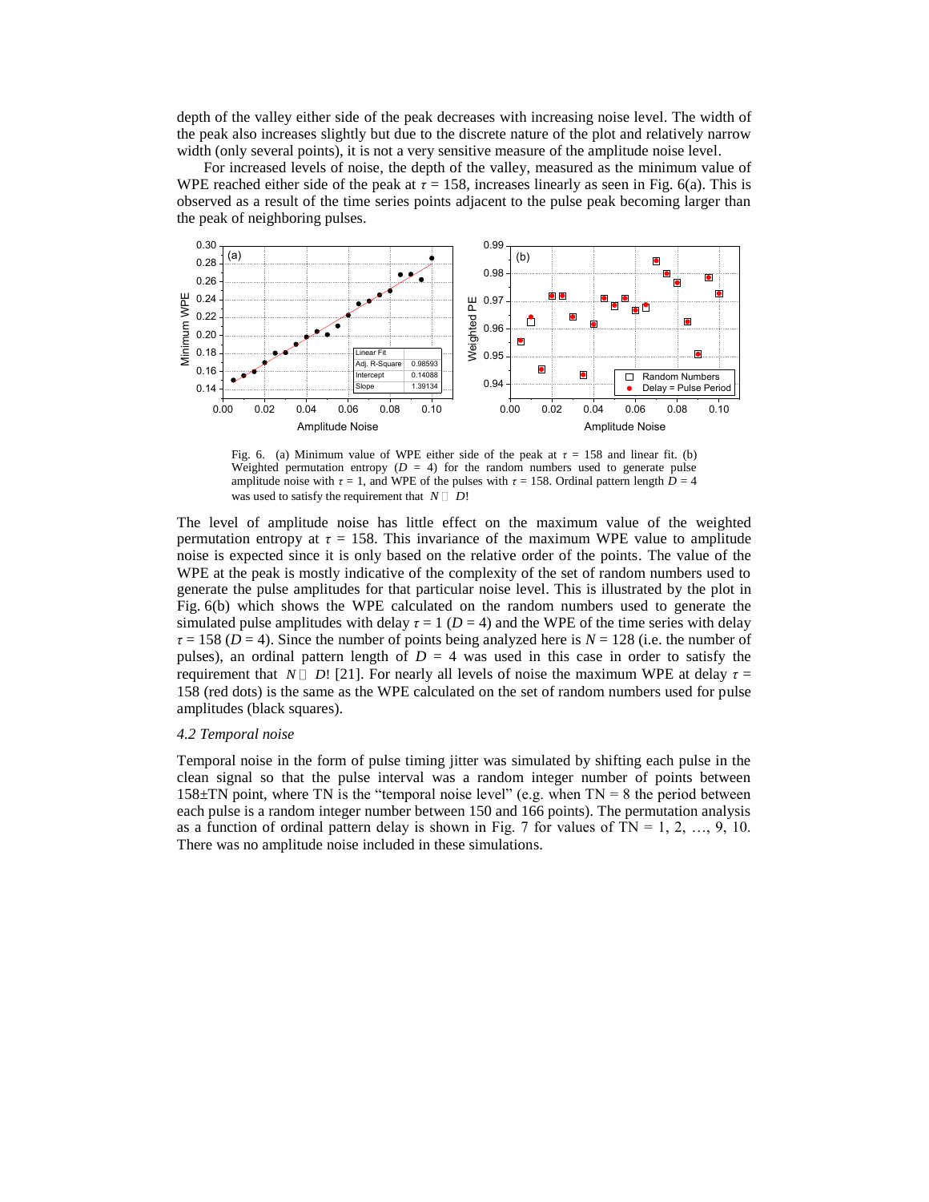depth of the valley either side of the peak decreases with increasing noise level. The width of the peak also increases slightly but due to the discrete nature of the plot and relatively narrow width (only several points), it is not a very sensitive measure of the amplitude noise level.

For increased levels of noise, the depth of the valley, measured as the minimum value of WPE reached either side of the peak at $\tau = 158$, increases linearly as seen in Fig. 6(a). This is observed as a result of the time series points adjacent to the pulse peak becoming larger than the peak of neighboring pulses.

Fig. 6. (a) Minimum value of WPE either side of the peak at $\tau = 158$ and linear fit. (b) Weighted permutation entropy ($D = 4$) for the random numbers used to generate pulse amplitude noise with $\tau = 1$, and WPE of the pulses with $\tau = 158$. Ordinal pattern length $D = 4$ was used to satisfy the requirement that $N \gg D!$

The level of amplitude noise has little effect on the maximum value of the weighted permutation entropy at $\tau = 158$. This invariance of the maximum WPE value to amplitude noise is expected since it is only based on the relative order of the points. The value of the WPE at the peak is mostly indicative of the complexity of the set of random numbers used to generate the pulse amplitudes for that particular noise level. This is illustrated by the plot in Fig. 6(b) which shows the WPE calculated on the random numbers used to generate the simulated pulse amplitudes with delay $\tau = 1$ ($D = 4$) and the WPE of the time series with delay $\tau = 158$ ($D = 4$). Since the number of points being analyzed here is $N = 128$ (i.e. the number of pulses), an ordinal pattern length of $D = 4$ was used in this case in order to satisfy the requirement that $N \gg D!$ [21]. For nearly all levels of noise the maximum WPE at delay $\tau = 158$ (red dots) is the same as the WPE calculated on the set of random numbers used for pulse amplitudes (black squares).

### *4.2 Temporal noise*

Temporal noise in the form of pulse timing jitter was simulated by shifting each pulse in the clean signal so that the pulse interval was a random integer number of points between 158±TN point, where TN is the "temporal noise level" (e.g. when TN = 8 the period between each pulse is a random integer number between 150 and 166 points). The permutation analysis as a function of ordinal pattern delay is shown in Fig. 7 for values of TN = 1, 2, …, 9, 10. There was no amplitude noise included in these simulations.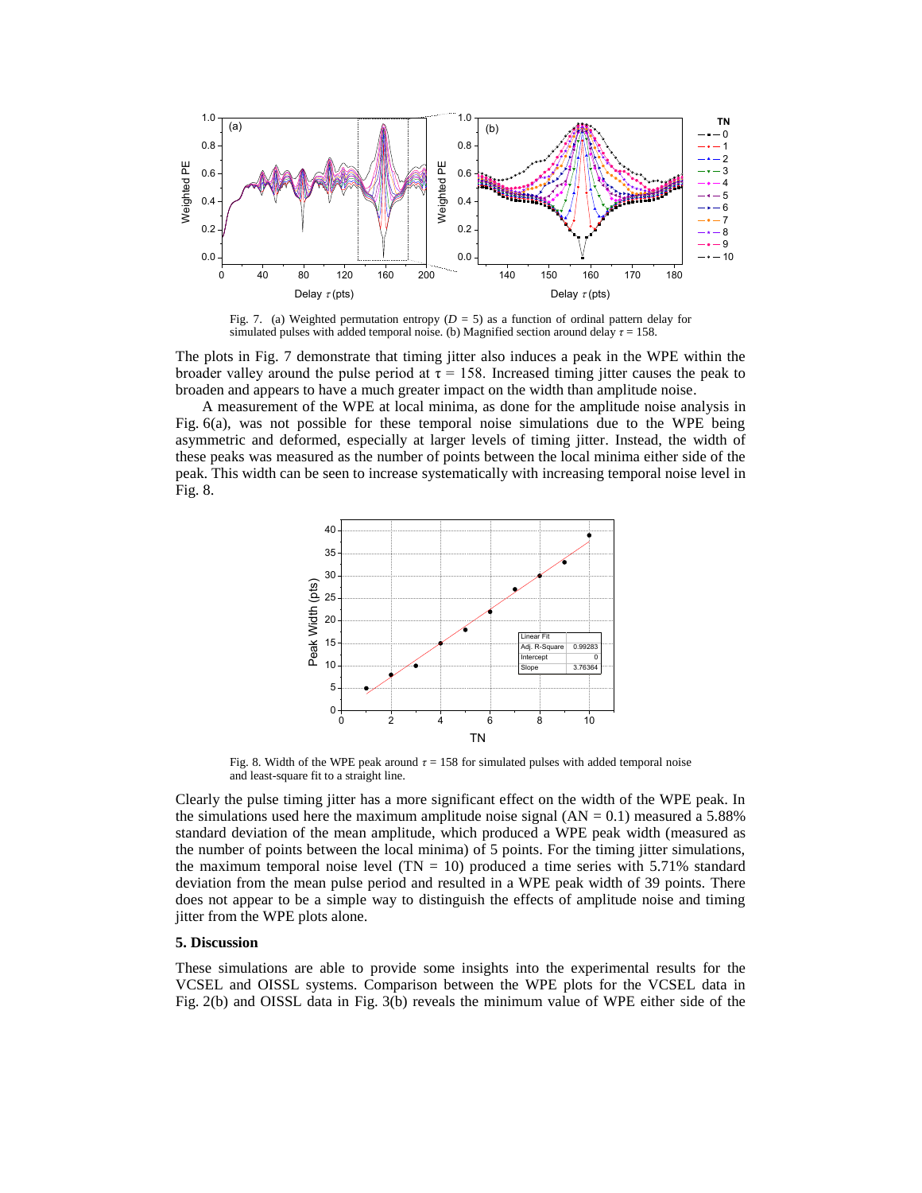Fig. 7. (a) Weighted permutation entropy ($D$ = 5) as a function of ordinal pattern delay for simulated pulses with added temporal noise. (b) Magnified section around delay $\tau$ = 158.

The plots in Fig. 7 demonstrate that timing jitter also induces a peak in the WPE within the broader valley around the pulse period at τ = 158. Increased timing jitter causes the peak to broaden and appears to have a much greater impact on the width than amplitude noise.

A measurement of the WPE at local minima, as done for the amplitude noise analysis in Fig. 6(a), was not possible for these temporal noise simulations due to the WPE being asymmetric and deformed, especially at larger levels of timing jitter. Instead, the width of these peaks was measured as the number of points between the local minima either side of the peak. This width can be seen to increase systematically with increasing temporal noise level in Fig. 8.

Fig. 8. Width of the WPE peak around $\tau$ = 158 for simulated pulses with added temporal noise and least-square fit to a straight line.

Clearly the pulse timing jitter has a more significant effect on the width of the WPE peak. In the simulations used here the maximum amplitude noise signal (AN = 0.1) measured a 5.88% standard deviation of the mean amplitude, which produced a WPE peak width (measured as the number of points between the local minima) of 5 points. For the timing jitter simulations, the maximum temporal noise level (TN = 10) produced a time series with 5.71% standard deviation from the mean pulse period and resulted in a WPE peak width of 39 points. There does not appear to be a simple way to distinguish the effects of amplitude noise and timing jitter from the WPE plots alone.

## 5. Discussion

These simulations are able to provide some insights into the experimental results for the VCSEL and OISSL systems. Comparison between the WPE plots for the VCSEL data in Fig. 2(b) and OISSL data in Fig. 3(b) reveals the minimum value of WPE either side of the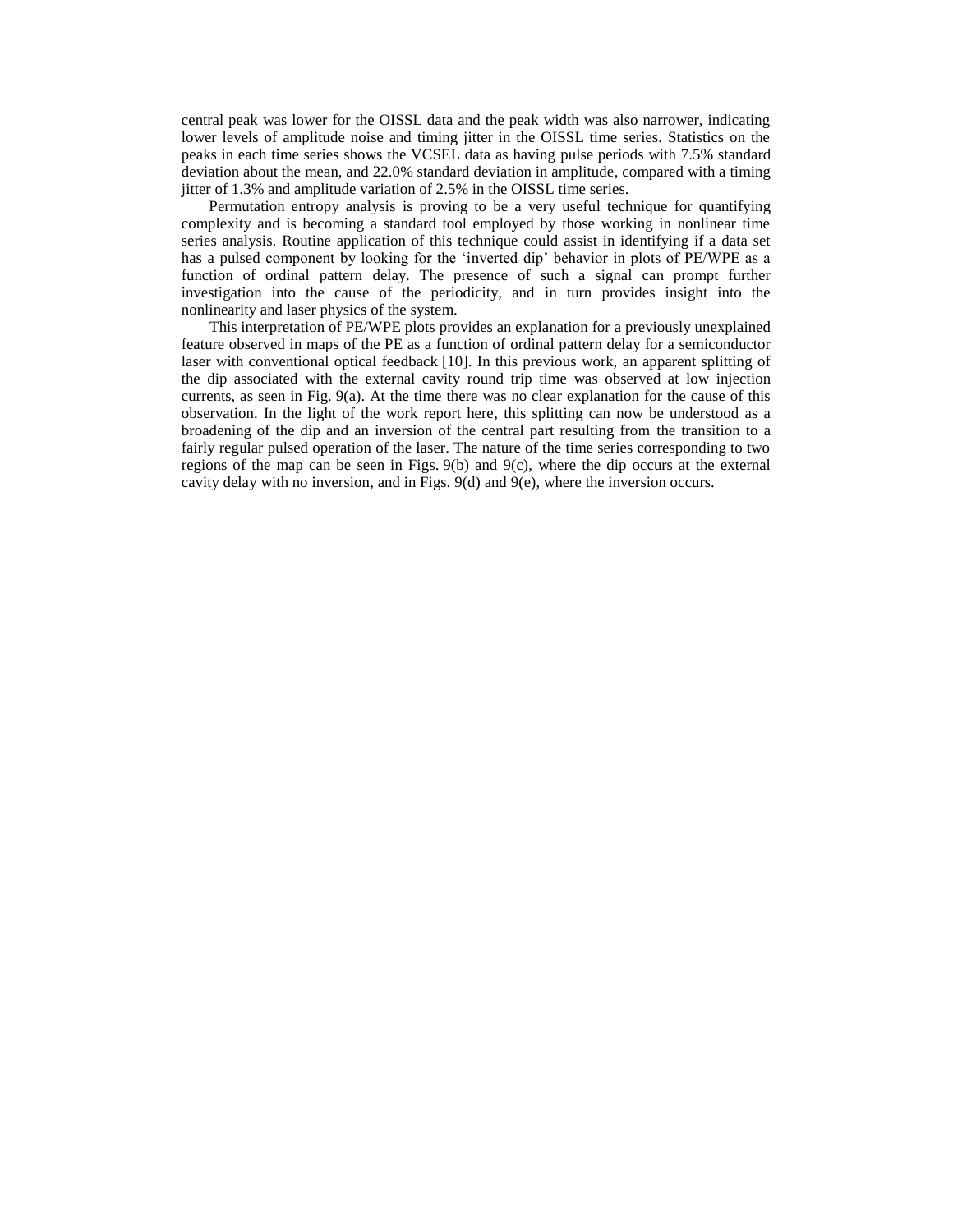central peak was lower for the OISSL data and the peak width was also narrower, indicating lower levels of amplitude noise and timing jitter in the OISSL time series. Statistics on the peaks in each time series shows the VCSEL data as having pulse periods with 7.5% standard deviation about the mean, and 22.0% standard deviation in amplitude, compared with a timing jitter of 1.3% and amplitude variation of 2.5% in the OISSL time series.

Permutation entropy analysis is proving to be a very useful technique for quantifying complexity and is becoming a standard tool employed by those working in nonlinear time series analysis. Routine application of this technique could assist in identifying if a data set has a pulsed component by looking for the 'inverted dip' behavior in plots of PE/WPE as a function of ordinal pattern delay. The presence of such a signal can prompt further investigation into the cause of the periodicity, and in turn provides insight into the nonlinearity and laser physics of the system.

This interpretation of PE/WPE plots provides an explanation for a previously unexplained feature observed in maps of the PE as a function of ordinal pattern delay for a semiconductor laser with conventional optical feedback [10]. In this previous work, an apparent splitting of the dip associated with the external cavity round trip time was observed at low injection currents, as seen in Fig. 9(a). At the time there was no clear explanation for the cause of this observation. In the light of the work report here, this splitting can now be understood as a broadening of the dip and an inversion of the central part resulting from the transition to a fairly regular pulsed operation of the laser. The nature of the time series corresponding to two regions of the map can be seen in Figs. 9(b) and 9(c), where the dip occurs at the external cavity delay with no inversion, and in Figs. 9(d) and 9(e), where the inversion occurs.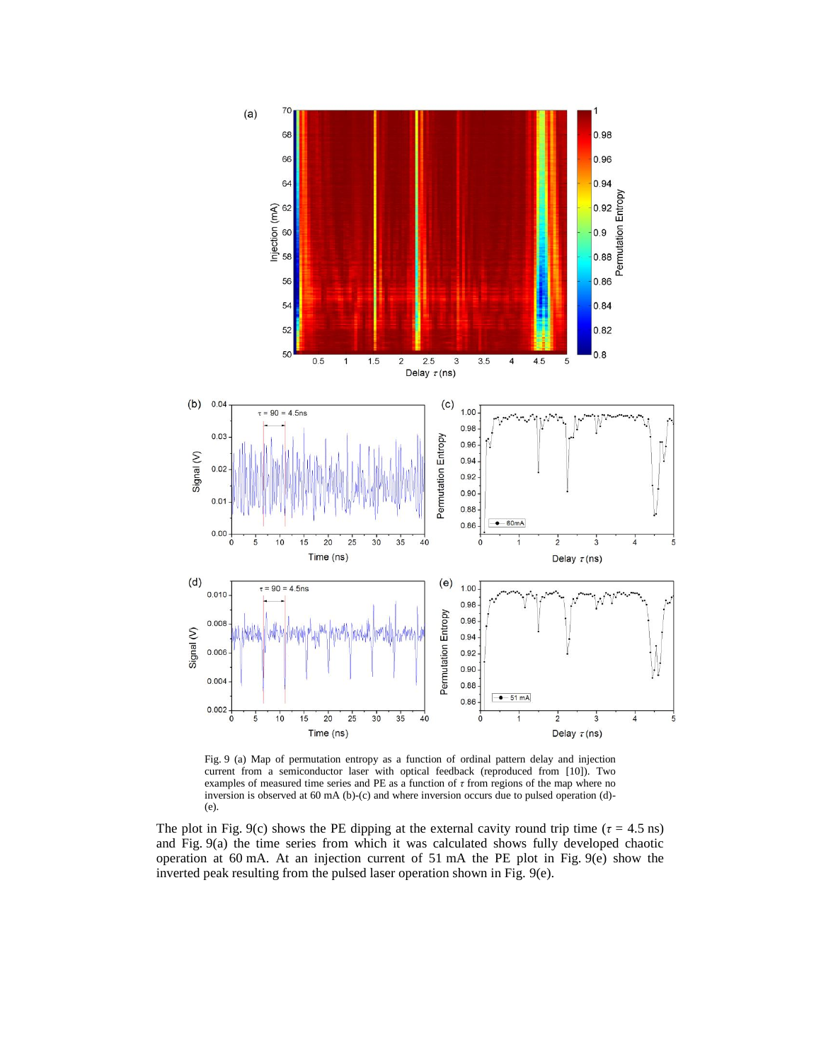Fig. 9 (a) Map of permutation entropy as a function of ordinal pattern delay and injection current from a semiconductor laser with optical feedback (reproduced from [10]). Two examples of measured time series and PE as a function of $\tau$ from regions of the map where no inversion is observed at 60 mA (b)-(c) and where inversion occurs due to pulsed operation (d)-(e).

The plot in Fig. 9(c) shows the PE dipping at the external cavity round trip time ($\tau$ = 4.5 ns) and Fig. 9(a) the time series from which it was calculated shows fully developed chaotic operation at 60 mA. At an injection current of 51 mA the PE plot in Fig. 9(e) show the inverted peak resulting from the pulsed laser operation shown in Fig. 9(e).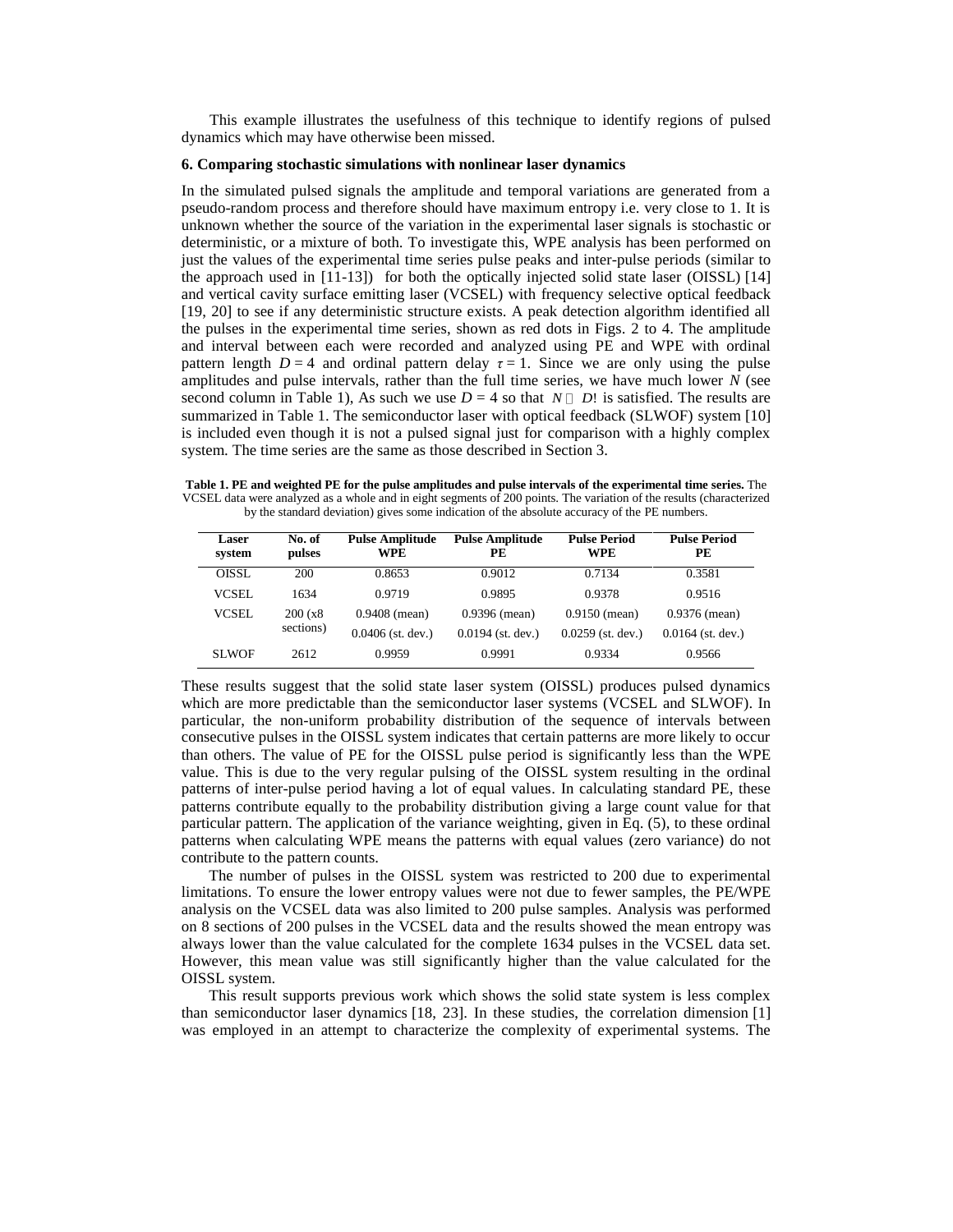This example illustrates the usefulness of this technique to identify regions of pulsed dynamics which may have otherwise been missed.

### 6. Comparing stochastic simulations with nonlinear laser dynamics

In the simulated pulsed signals the amplitude and temporal variations are generated from a pseudo-random process and therefore should have maximum entropy i.e. very close to 1. It is unknown whether the source of the variation in the experimental laser signals is stochastic or deterministic, or a mixture of both. To investigate this, WPE analysis has been performed on just the values of the experimental time series pulse peaks and inter-pulse periods (similar to the approach used in [11-13]) for both the optically injected solid state laser (OISSL) [14] and vertical cavity surface emitting laser (VCSEL) with frequency selective optical feedback [19, 20] to see if any deterministic structure exists. A peak detection algorithm identified all the pulses in the experimental time series, shown as red dots in Figs. 2 to 4. The amplitude and interval between each were recorded and analyzed using PE and WPE with ordinal pattern length $D = 4$ and ordinal pattern delay $\tau = 1$. Since we are only using the pulse amplitudes and pulse intervals, rather than the full time series, we have much lower $N$ (see second column in Table 1), As such we use $D = 4$ so that $N \gg D!$ is satisfied. The results are summarized in Table 1. The semiconductor laser with optical feedback (SLWOF) system [10] is included even though it is not a pulsed signal just for comparison with a highly complex system. The time series are the same as those described in Section 3.

**Table 1. PE and weighted PE for the pulse amplitudes and pulse intervals of the experimental time series.** The VCSEL data were analyzed as a whole and in eight segments of 200 points. The variation of the results (characterized by the standard deviation) gives some indication of the absolute accuracy of the PE numbers.

| Laser system | No. of pulses | Pulse Amplitude WPE | Pulse Amplitude PE | Pulse Period WPE | Pulse Period PE |
|---|---|---|---|---|---|
| OISSL | 200 | 0.8653 | 0.9012 | 0.7134 | 0.3581 |
| VCSEL | 1634 | 0.9719 | 0.9895 | 0.9378 | 0.9516 |
| VCSEL | 200 (x8 sections) | 0.9408 (mean)<br>0.0406 (st. dev.) | 0.9396 (mean)<br>0.0194 (st. dev.) | 0.9150 (mean)<br>0.0259 (st. dev.) | 0.9376 (mean)<br>0.0164 (st. dev.) |
| SLWOF | 2612 | 0.9959 | 0.9991 | 0.9334 | 0.9566 |

These results suggest that the solid state laser system (OISSL) produces pulsed dynamics which are more predictable than the semiconductor laser systems (VCSEL and SLWOF). In particular, the non-uniform probability distribution of the sequence of intervals between consecutive pulses in the OISSL system indicates that certain patterns are more likely to occur than others. The value of PE for the OISSL pulse period is significantly less than the WPE value. This is due to the very regular pulsing of the OISSL system resulting in the ordinal patterns of inter-pulse period having a lot of equal values. In calculating standard PE, these patterns contribute equally to the probability distribution giving a large count value for that particular pattern. The application of the variance weighting, given in Eq. (5), to these ordinal patterns when calculating WPE means the patterns with equal values (zero variance) do not contribute to the pattern counts.

The number of pulses in the OISSL system was restricted to 200 due to experimental limitations. To ensure the lower entropy values were not due to fewer samples, the PE/WPE analysis on the VCSEL data was also limited to 200 pulse samples. Analysis was performed on 8 sections of 200 pulses in the VCSEL data and the results showed the mean entropy was always lower than the value calculated for the complete 1634 pulses in the VCSEL data set. However, this mean value was still significantly higher than the value calculated for the OISSL system.

This result supports previous work which shows the solid state system is less complex than semiconductor laser dynamics [18, 23]. In these studies, the correlation dimension [1] was employed in an attempt to characterize the complexity of experimental systems. The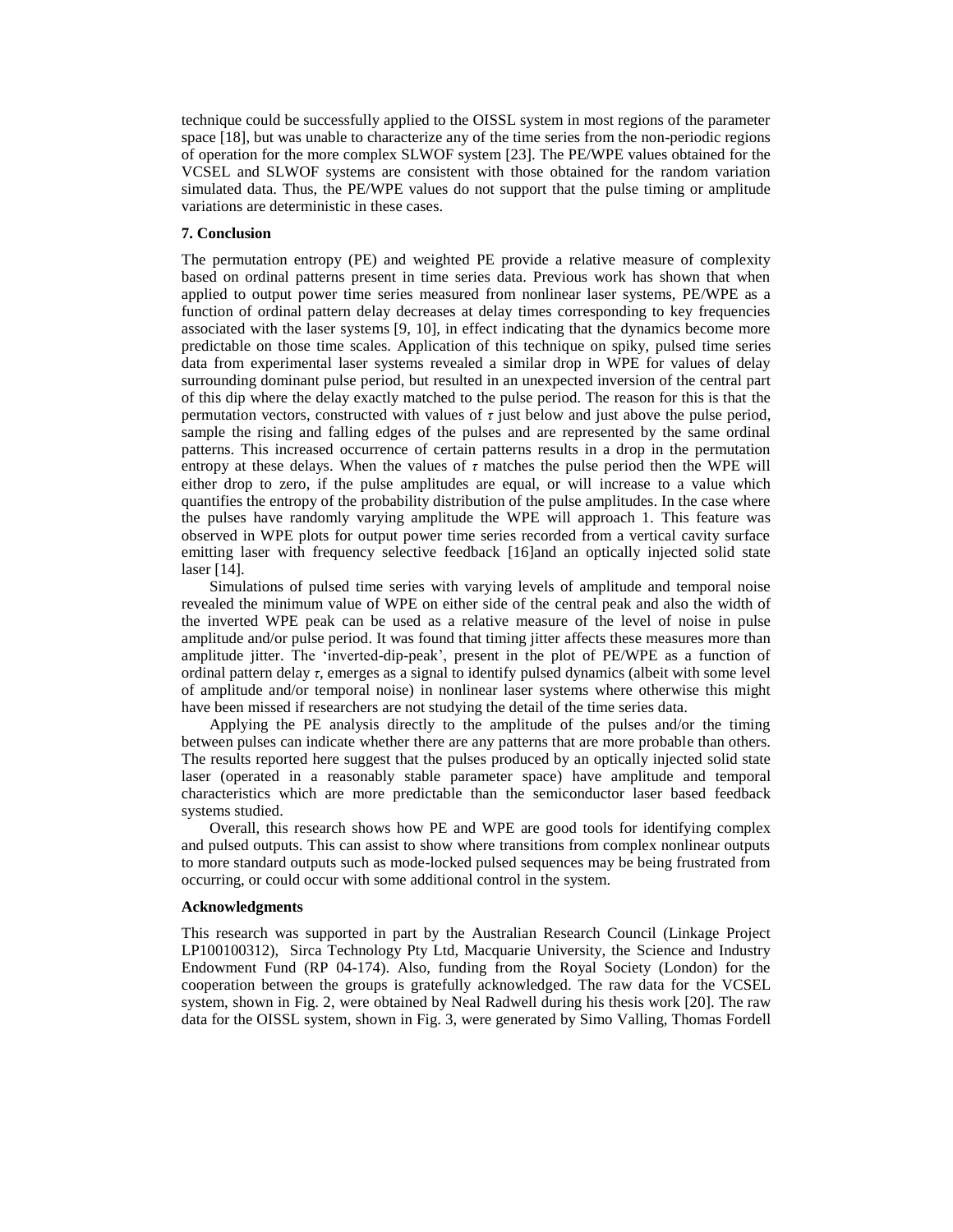technique could be successfully applied to the OISSL system in most regions of the parameter space [18], but was unable to characterize any of the time series from the non-periodic regions of operation for the more complex SLWOF system [23]. The PE/WPE values obtained for the VCSEL and SLWOF systems are consistent with those obtained for the random variation simulated data. Thus, the PE/WPE values do not support that the pulse timing or amplitude variations are deterministic in these cases.

### 7. Conclusion

The permutation entropy (PE) and weighted PE provide a relative measure of complexity based on ordinal patterns present in time series data. Previous work has shown that when applied to output power time series measured from nonlinear laser systems, PE/WPE as a function of ordinal pattern delay decreases at delay times corresponding to key frequencies associated with the laser systems [9, 10], in effect indicating that the dynamics become more predictable on those time scales. Application of this technique on spiky, pulsed time series data from experimental laser systems revealed a similar drop in WPE for values of delay surrounding dominant pulse period, but resulted in an unexpected inversion of the central part of this dip where the delay exactly matched to the pulse period. The reason for this is that the permutation vectors, constructed with values of $\tau$ just below and just above the pulse period, sample the rising and falling edges of the pulses and are represented by the same ordinal patterns. This increased occurrence of certain patterns results in a drop in the permutation entropy at these delays. When the values of $\tau$ matches the pulse period then the WPE will either drop to zero, if the pulse amplitudes are equal, or will increase to a value which quantifies the entropy of the probability distribution of the pulse amplitudes. In the case where the pulses have randomly varying amplitude the WPE will approach 1. This feature was observed in WPE plots for output power time series recorded from a vertical cavity surface emitting laser with frequency selective feedback [16]and an optically injected solid state laser [14].

Simulations of pulsed time series with varying levels of amplitude and temporal noise revealed the minimum value of WPE on either side of the central peak and also the width of the inverted WPE peak can be used as a relative measure of the level of noise in pulse amplitude and/or pulse period. It was found that timing jitter affects these measures more than amplitude jitter. The 'inverted-dip-peak', present in the plot of PE/WPE as a function of ordinal pattern delay $\tau$, emerges as a signal to identify pulsed dynamics (albeit with some level of amplitude and/or temporal noise) in nonlinear laser systems where otherwise this might have been missed if researchers are not studying the detail of the time series data.

Applying the PE analysis directly to the amplitude of the pulses and/or the timing between pulses can indicate whether there are any patterns that are more probable than others. The results reported here suggest that the pulses produced by an optically injected solid state laser (operated in a reasonably stable parameter space) have amplitude and temporal characteristics which are more predictable than the semiconductor laser based feedback systems studied.

Overall, this research shows how PE and WPE are good tools for identifying complex and pulsed outputs. This can assist to show where transitions from complex nonlinear outputs to more standard outputs such as mode-locked pulsed sequences may be being frustrated from occurring, or could occur with some additional control in the system.

### Acknowledgments

This research was supported in part by the Australian Research Council (Linkage Project LP100100312), Sirca Technology Pty Ltd, Macquarie University, the Science and Industry Endowment Fund (RP 04-174). Also, funding from the Royal Society (London) for the cooperation between the groups is gratefully acknowledged. The raw data for the VCSEL system, shown in Fig. 2, were obtained by Neal Radwell during his thesis work [20]. The raw data for the OISSL system, shown in Fig. 3, were generated by Simo Valling, Thomas Fordell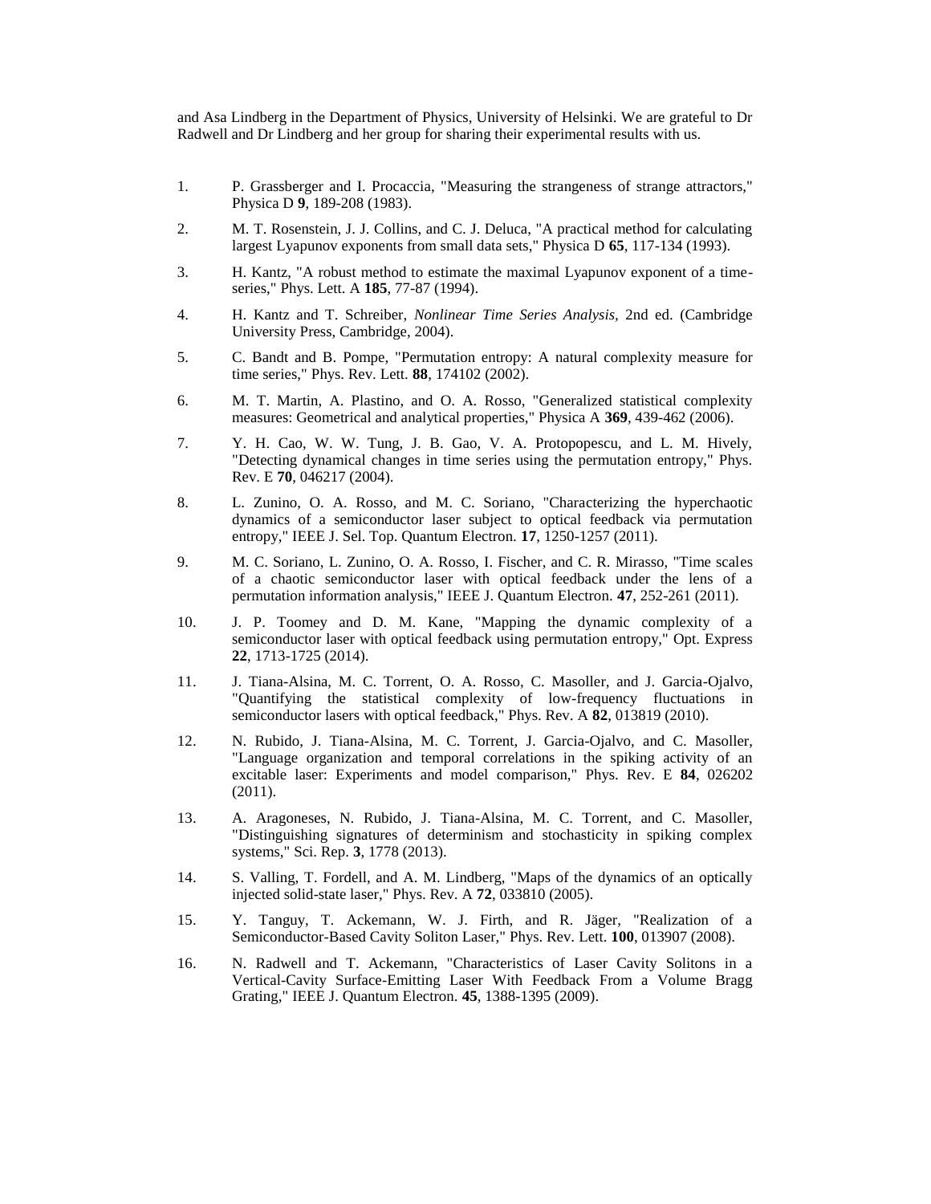and Asa Lindberg in the Department of Physics, University of Helsinki. We are grateful to Dr Radwell and Dr Lindberg and her group for sharing their experimental results with us.

1. P. Grassberger and I. Procaccia, "Measuring the strangeness of strange attractors," Physica D **9**, 189-208 (1983).

2. M. T. Rosenstein, J. J. Collins, and C. J. Deluca, "A practical method for calculating largest Lyapunov exponents from small data sets," Physica D **65**, 117-134 (1993).

3. H. Kantz, "A robust method to estimate the maximal Lyapunov exponent of a time-series," Phys. Lett. A **185**, 77-87 (1994).

4. H. Kantz and T. Schreiber, *Nonlinear Time Series Analysis,* 2nd ed. (Cambridge University Press, Cambridge, 2004).

5. C. Bandt and B. Pompe, "Permutation entropy: A natural complexity measure for time series," Phys. Rev. Lett. **88**, 174102 (2002).

6. M. T. Martin, A. Plastino, and O. A. Rosso, "Generalized statistical complexity measures: Geometrical and analytical properties," Physica A **369**, 439-462 (2006).

7. Y. H. Cao, W. W. Tung, J. B. Gao, V. A. Protopopescu, and L. M. Hively, "Detecting dynamical changes in time series using the permutation entropy," Phys. Rev. E **70**, 046217 (2004).

8. L. Zunino, O. A. Rosso, and M. C. Soriano, "Characterizing the hyperchaotic dynamics of a semiconductor laser subject to optical feedback via permutation entropy," IEEE J. Sel. Top. Quantum Electron. **17**, 1250-1257 (2011).

9. M. C. Soriano, L. Zunino, O. A. Rosso, I. Fischer, and C. R. Mirasso, "Time scales of a chaotic semiconductor laser with optical feedback under the lens of a permutation information analysis," IEEE J. Quantum Electron. **47**, 252-261 (2011).

10. J. P. Toomey and D. M. Kane, "Mapping the dynamic complexity of a semiconductor laser with optical feedback using permutation entropy," Opt. Express **22**, 1713-1725 (2014).

11. J. Tiana-Alsina, M. C. Torrent, O. A. Rosso, C. Masoller, and J. Garcia-Ojalvo, "Quantifying the statistical complexity of low-frequency fluctuations in semiconductor lasers with optical feedback," Phys. Rev. A **82**, 013819 (2010).

12. N. Rubido, J. Tiana-Alsina, M. C. Torrent, J. Garcia-Ojalvo, and C. Masoller, "Language organization and temporal correlations in the spiking activity of an excitable laser: Experiments and model comparison," Phys. Rev. E **84**, 026202 (2011).

13. A. Aragoneses, N. Rubido, J. Tiana-Alsina, M. C. Torrent, and C. Masoller, "Distinguishing signatures of determinism and stochasticity in spiking complex systems," Sci. Rep. **3**, 1778 (2013).

14. S. Valling, T. Fordell, and A. M. Lindberg, "Maps of the dynamics of an optically injected solid-state laser," Phys. Rev. A **72**, 033810 (2005).

15. Y. Tanguy, T. Ackemann, W. J. Firth, and R. Jäger, "Realization of a Semiconductor-Based Cavity Soliton Laser," Phys. Rev. Lett. **100**, 013907 (2008).

16. N. Radwell and T. Ackemann, "Characteristics of Laser Cavity Solitons in a Vertical-Cavity Surface-Emitting Laser With Feedback From a Volume Bragg Grating," IEEE J. Quantum Electron. **45**, 1388-1395 (2009).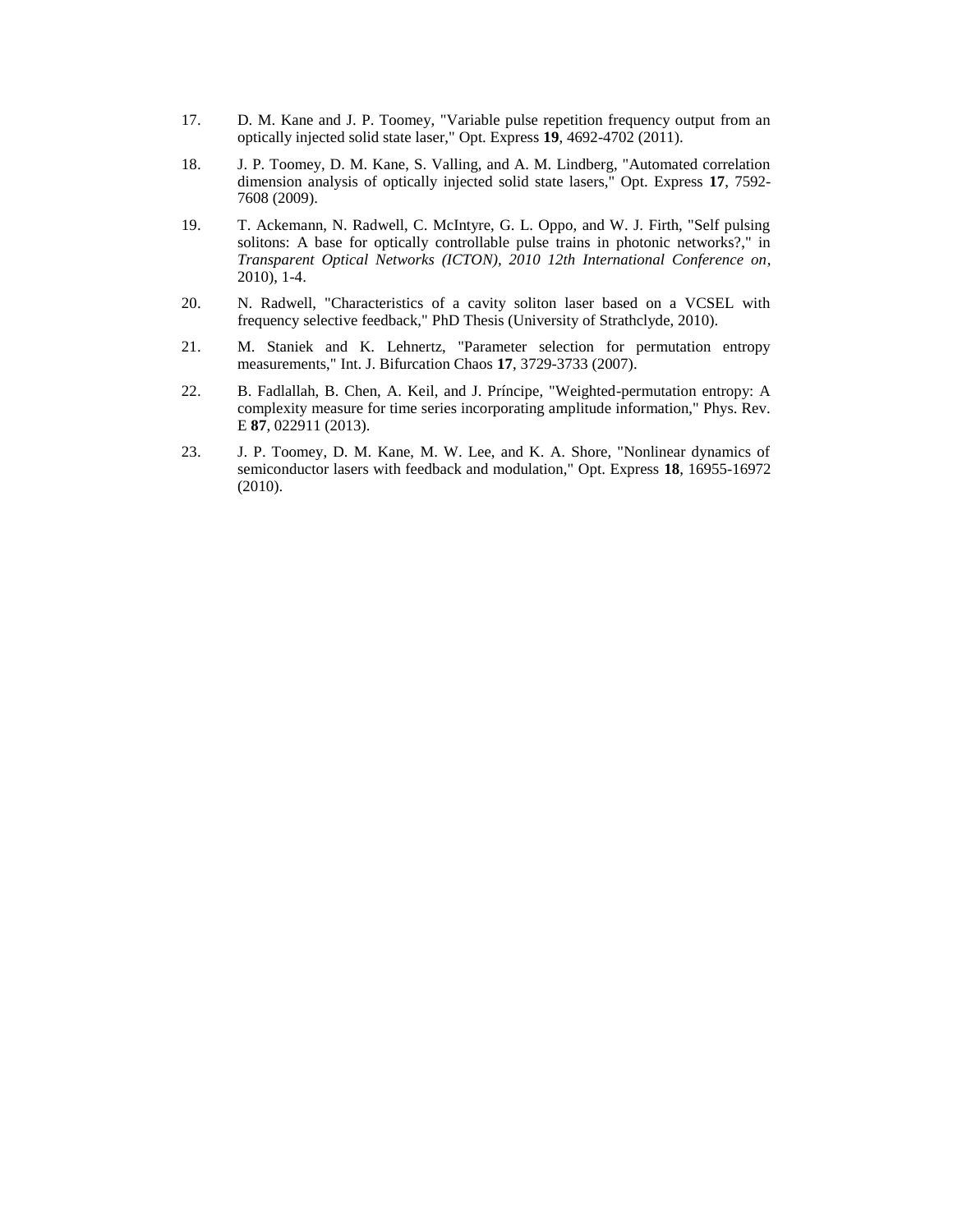17. D. M. Kane and J. P. Toomey, "Variable pulse repetition frequency output from an optically injected solid state laser," Opt. Express **19**, 4692-4702 (2011).

18. J. P. Toomey, D. M. Kane, S. Valling, and A. M. Lindberg, "Automated correlation dimension analysis of optically injected solid state lasers," Opt. Express **17**, 7592-7608 (2009).

19. T. Ackemann, N. Radwell, C. McIntyre, G. L. Oppo, and W. J. Firth, "Self pulsing solitons: A base for optically controllable pulse trains in photonic networks?," in *Transparent Optical Networks (ICTON), 2010 12th International Conference on*, 2010), 1-4.

20. N. Radwell, "Characteristics of a cavity soliton laser based on a VCSEL with frequency selective feedback," PhD Thesis (University of Strathclyde, 2010).

21. M. Staniek and K. Lehnertz, "Parameter selection for permutation entropy measurements," Int. J. Bifurcation Chaos **17**, 3729-3733 (2007).

22. B. Fadlallah, B. Chen, A. Keil, and J. Príncipe, "Weighted-permutation entropy: A complexity measure for time series incorporating amplitude information," Phys. Rev. E **87**, 022911 (2013).

23. J. P. Toomey, D. M. Kane, M. W. Lee, and K. A. Shore, "Nonlinear dynamics of semiconductor lasers with feedback and modulation," Opt. Express **18**, 16955-16972 (2010).